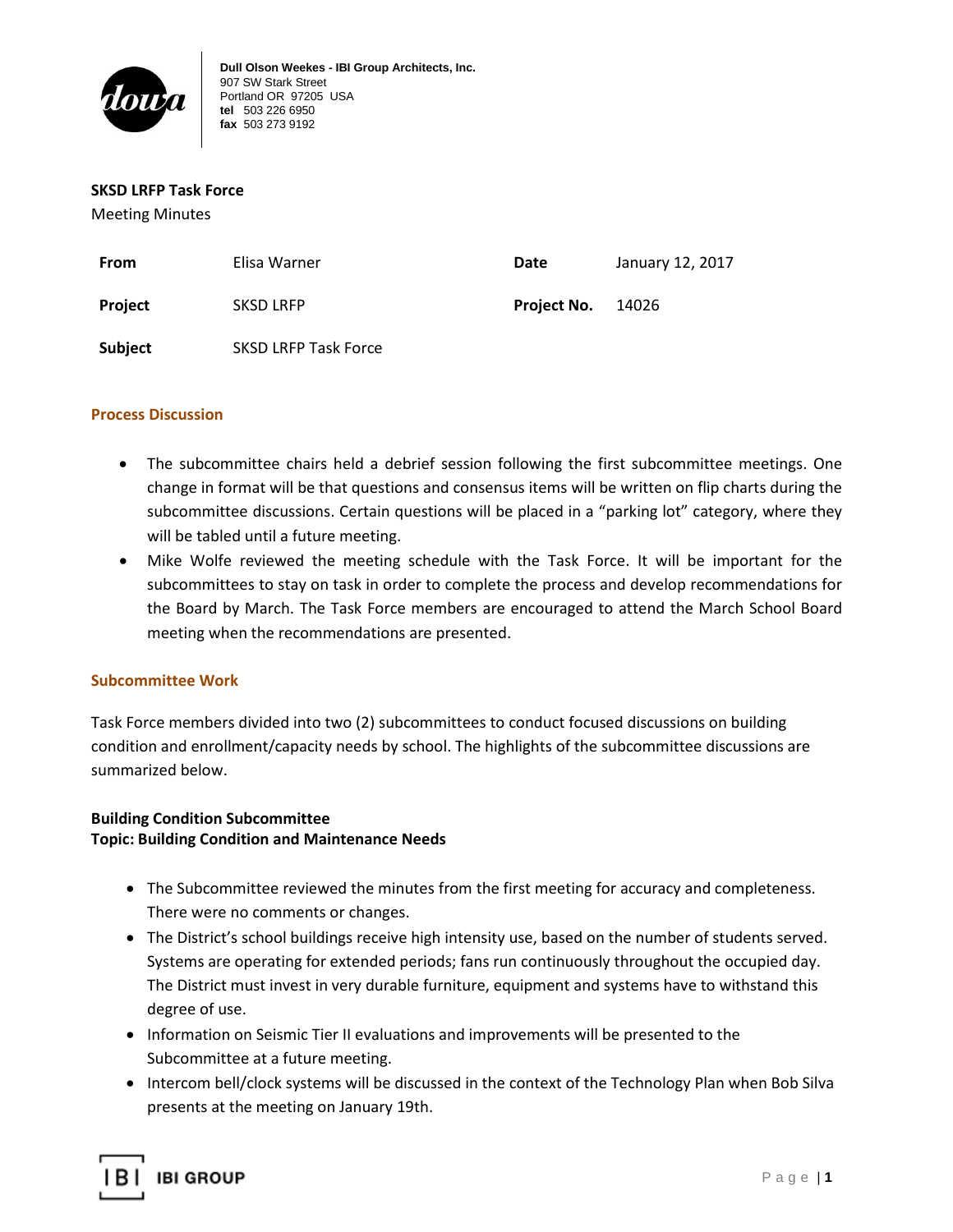Dull Olson Weekes - IBI Group Architects, Inc.
907 SW Stark Street
Portland OR 97205 USA
tel 503 226 6950
fax 503 273 9192

**SKSD LRFP Task Force**

Meeting Minutes

| | | | |
|---|---|---|---|
| **From** | Elisa Warner | **Date** | January 12, 2017 |
| **Project** | SKSD LRFP | **Project No.** | 14026 |
| **Subject** | SKSD LRFP Task Force | | |

## Process Discussion

- The subcommittee chairs held a debrief session following the first subcommittee meetings. One change in format will be that questions and consensus items will be written on flip charts during the subcommittee discussions. Certain questions will be placed in a "parking lot" category, where they will be tabled until a future meeting.
- Mike Wolfe reviewed the meeting schedule with the Task Force. It will be important for the subcommittees to stay on task in order to complete the process and develop recommendations for the Board by March. The Task Force members are encouraged to attend the March School Board meeting when the recommendations are presented.

## Subcommittee Work

Task Force members divided into two (2) subcommittees to conduct focused discussions on building condition and enrollment/capacity needs by school. The highlights of the subcommittee discussions are summarized below.

### Building Condition Subcommittee
### Topic: Building Condition and Maintenance Needs

- The Subcommittee reviewed the minutes from the first meeting for accuracy and completeness. There were no comments or changes.
- The District's school buildings receive high intensity use, based on the number of students served. Systems are operating for extended periods; fans run continuously throughout the occupied day. The District must invest in very durable furniture, equipment and systems have to withstand this degree of use.
- Information on Seismic Tier II evaluations and improvements will be presented to the Subcommittee at a future meeting.
- Intercom bell/clock systems will be discussed in the context of the Technology Plan when Bob Silva presents at the meeting on January 19th.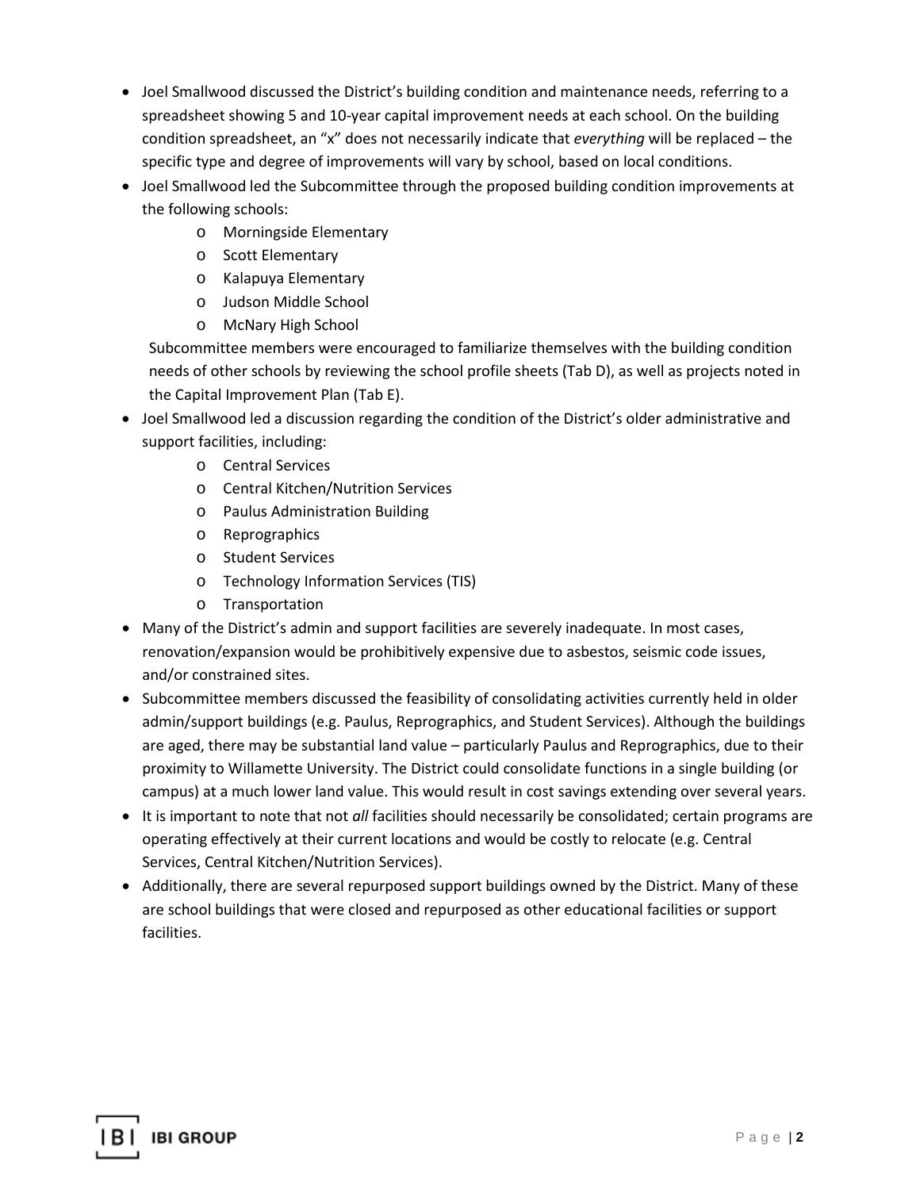- Joel Smallwood discussed the District's building condition and maintenance needs, referring to a spreadsheet showing 5 and 10-year capital improvement needs at each school. On the building condition spreadsheet, an "x" does not necessarily indicate that *everything* will be replaced – the specific type and degree of improvements will vary by school, based on local conditions.
- Joel Smallwood led the Subcommittee through the proposed building condition improvements at the following schools:
  - Morningside Elementary
  - Scott Elementary
  - Kalapuya Elementary
  - Judson Middle School
  - McNary High School

  Subcommittee members were encouraged to familiarize themselves with the building condition needs of other schools by reviewing the school profile sheets (Tab D), as well as projects noted in the Capital Improvement Plan (Tab E).
- Joel Smallwood led a discussion regarding the condition of the District's older administrative and support facilities, including:
  - Central Services
  - Central Kitchen/Nutrition Services
  - Paulus Administration Building
  - Reprographics
  - Student Services
  - Technology Information Services (TIS)
  - Transportation
- Many of the District's admin and support facilities are severely inadequate. In most cases, renovation/expansion would be prohibitively expensive due to asbestos, seismic code issues, and/or constrained sites.
- Subcommittee members discussed the feasibility of consolidating activities currently held in older admin/support buildings (e.g. Paulus, Reprographics, and Student Services). Although the buildings are aged, there may be substantial land value – particularly Paulus and Reprographics, due to their proximity to Willamette University. The District could consolidate functions in a single building (or campus) at a much lower land value. This would result in cost savings extending over several years.
- It is important to note that not *all* facilities should necessarily be consolidated; certain programs are operating effectively at their current locations and would be costly to relocate (e.g. Central Services, Central Kitchen/Nutrition Services).
- Additionally, there are several repurposed support buildings owned by the District. Many of these are school buildings that were closed and repurposed as other educational facilities or support facilities.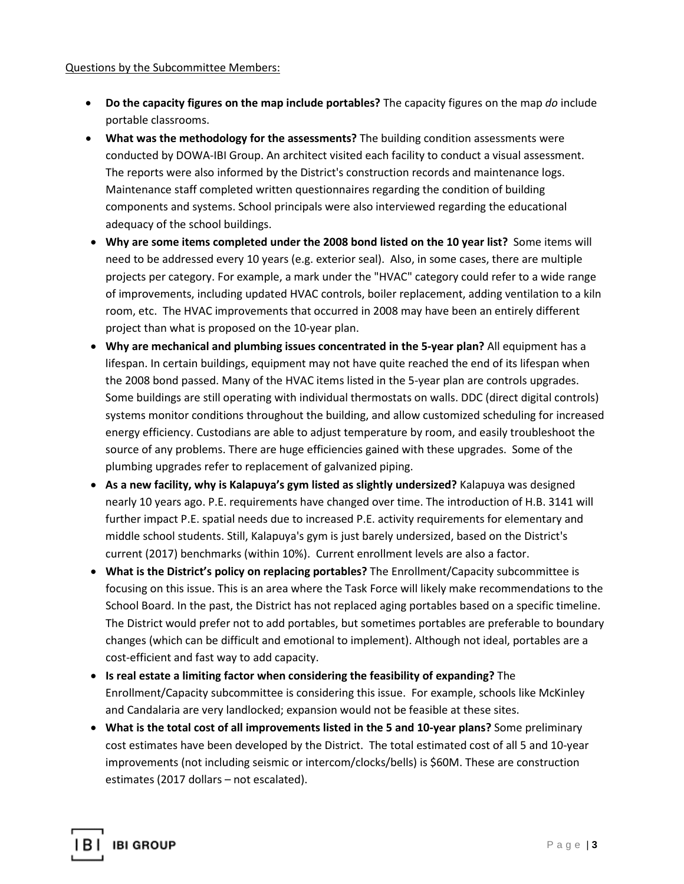Questions by the Subcommittee Members:

- **Do the capacity figures on the map include portables?** The capacity figures on the map *do* include portable classrooms.
- **What was the methodology for the assessments?** The building condition assessments were conducted by DOWA-IBI Group. An architect visited each facility to conduct a visual assessment. The reports were also informed by the District's construction records and maintenance logs. Maintenance staff completed written questionnaires regarding the condition of building components and systems. School principals were also interviewed regarding the educational adequacy of the school buildings.
- **Why are some items completed under the 2008 bond listed on the 10 year list?** Some items will need to be addressed every 10 years (e.g. exterior seal). Also, in some cases, there are multiple projects per category. For example, a mark under the "HVAC" category could refer to a wide range of improvements, including updated HVAC controls, boiler replacement, adding ventilation to a kiln room, etc. The HVAC improvements that occurred in 2008 may have been an entirely different project than what is proposed on the 10-year plan.
- **Why are mechanical and plumbing issues concentrated in the 5-year plan?** All equipment has a lifespan. In certain buildings, equipment may not have quite reached the end of its lifespan when the 2008 bond passed. Many of the HVAC items listed in the 5-year plan are controls upgrades. Some buildings are still operating with individual thermostats on walls. DDC (direct digital controls) systems monitor conditions throughout the building, and allow customized scheduling for increased energy efficiency. Custodians are able to adjust temperature by room, and easily troubleshoot the source of any problems. There are huge efficiencies gained with these upgrades. Some of the plumbing upgrades refer to replacement of galvanized piping.
- **As a new facility, why is Kalapuya's gym listed as slightly undersized?** Kalapuya was designed nearly 10 years ago. P.E. requirements have changed over time. The introduction of H.B. 3141 will further impact P.E. spatial needs due to increased P.E. activity requirements for elementary and middle school students. Still, Kalapuya's gym is just barely undersized, based on the District's current (2017) benchmarks (within 10%). Current enrollment levels are also a factor.
- **What is the District's policy on replacing portables?** The Enrollment/Capacity subcommittee is focusing on this issue. This is an area where the Task Force will likely make recommendations to the School Board. In the past, the District has not replaced aging portables based on a specific timeline. The District would prefer not to add portables, but sometimes portables are preferable to boundary changes (which can be difficult and emotional to implement). Although not ideal, portables are a cost-efficient and fast way to add capacity.
- **Is real estate a limiting factor when considering the feasibility of expanding?** The Enrollment/Capacity subcommittee is considering this issue. For example, schools like McKinley and Candalaria are very landlocked; expansion would not be feasible at these sites.
- **What is the total cost of all improvements listed in the 5 and 10-year plans?** Some preliminary cost estimates have been developed by the District. The total estimated cost of all 5 and 10-year improvements (not including seismic or intercom/clocks/bells) is $60M. These are construction estimates (2017 dollars – not escalated).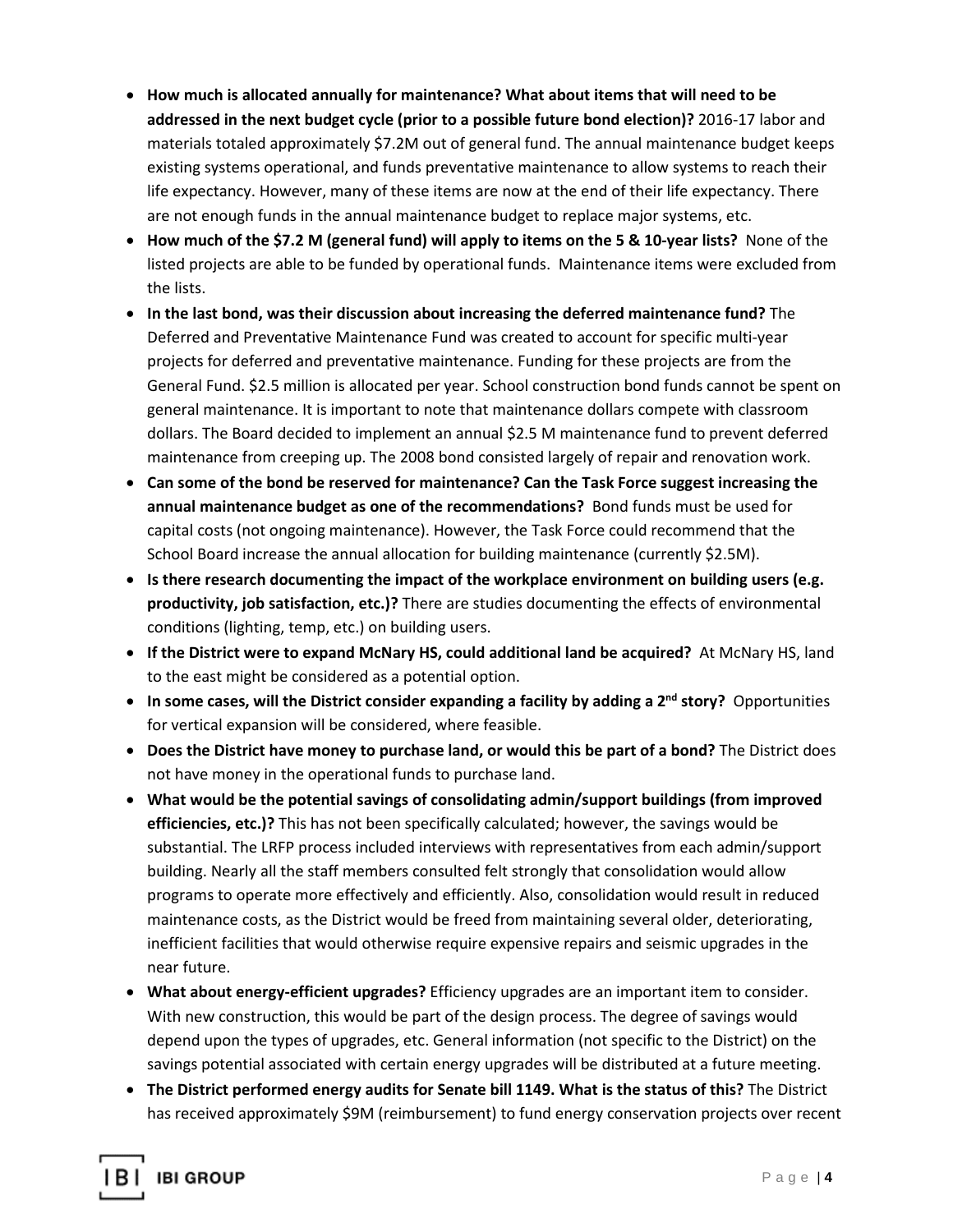- **How much is allocated annually for maintenance? What about items that will need to be addressed in the next budget cycle (prior to a possible future bond election)?** 2016-17 labor and materials totaled approximately $7.2M out of general fund. The annual maintenance budget keeps existing systems operational, and funds preventative maintenance to allow systems to reach their life expectancy. However, many of these items are now at the end of their life expectancy. There are not enough funds in the annual maintenance budget to replace major systems, etc.
- **How much of the $7.2 M (general fund) will apply to items on the 5 & 10-year lists?** None of the listed projects are able to be funded by operational funds. Maintenance items were excluded from the lists.
- **In the last bond, was their discussion about increasing the deferred maintenance fund?** The Deferred and Preventative Maintenance Fund was created to account for specific multi-year projects for deferred and preventative maintenance. Funding for these projects are from the General Fund. $2.5 million is allocated per year. School construction bond funds cannot be spent on general maintenance. It is important to note that maintenance dollars compete with classroom dollars. The Board decided to implement an annual $2.5 M maintenance fund to prevent deferred maintenance from creeping up. The 2008 bond consisted largely of repair and renovation work.
- **Can some of the bond be reserved for maintenance? Can the Task Force suggest increasing the annual maintenance budget as one of the recommendations?** Bond funds must be used for capital costs (not ongoing maintenance). However, the Task Force could recommend that the School Board increase the annual allocation for building maintenance (currently $2.5M).
- **Is there research documenting the impact of the workplace environment on building users (e.g. productivity, job satisfaction, etc.)?** There are studies documenting the effects of environmental conditions (lighting, temp, etc.) on building users.
- **If the District were to expand McNary HS, could additional land be acquired?** At McNary HS, land to the east might be considered as a potential option.
- **In some cases, will the District consider expanding a facility by adding a 2nd story?** Opportunities for vertical expansion will be considered, where feasible.
- **Does the District have money to purchase land, or would this be part of a bond?** The District does not have money in the operational funds to purchase land.
- **What would be the potential savings of consolidating admin/support buildings (from improved efficiencies, etc.)?** This has not been specifically calculated; however, the savings would be substantial. The LRFP process included interviews with representatives from each admin/support building. Nearly all the staff members consulted felt strongly that consolidation would allow programs to operate more effectively and efficiently. Also, consolidation would result in reduced maintenance costs, as the District would be freed from maintaining several older, deteriorating, inefficient facilities that would otherwise require expensive repairs and seismic upgrades in the near future.
- **What about energy-efficient upgrades?** Efficiency upgrades are an important item to consider. With new construction, this would be part of the design process. The degree of savings would depend upon the types of upgrades, etc. General information (not specific to the District) on the savings potential associated with certain energy upgrades will be distributed at a future meeting.
- **The District performed energy audits for Senate bill 1149. What is the status of this?** The District has received approximately $9M (reimbursement) to fund energy conservation projects over recent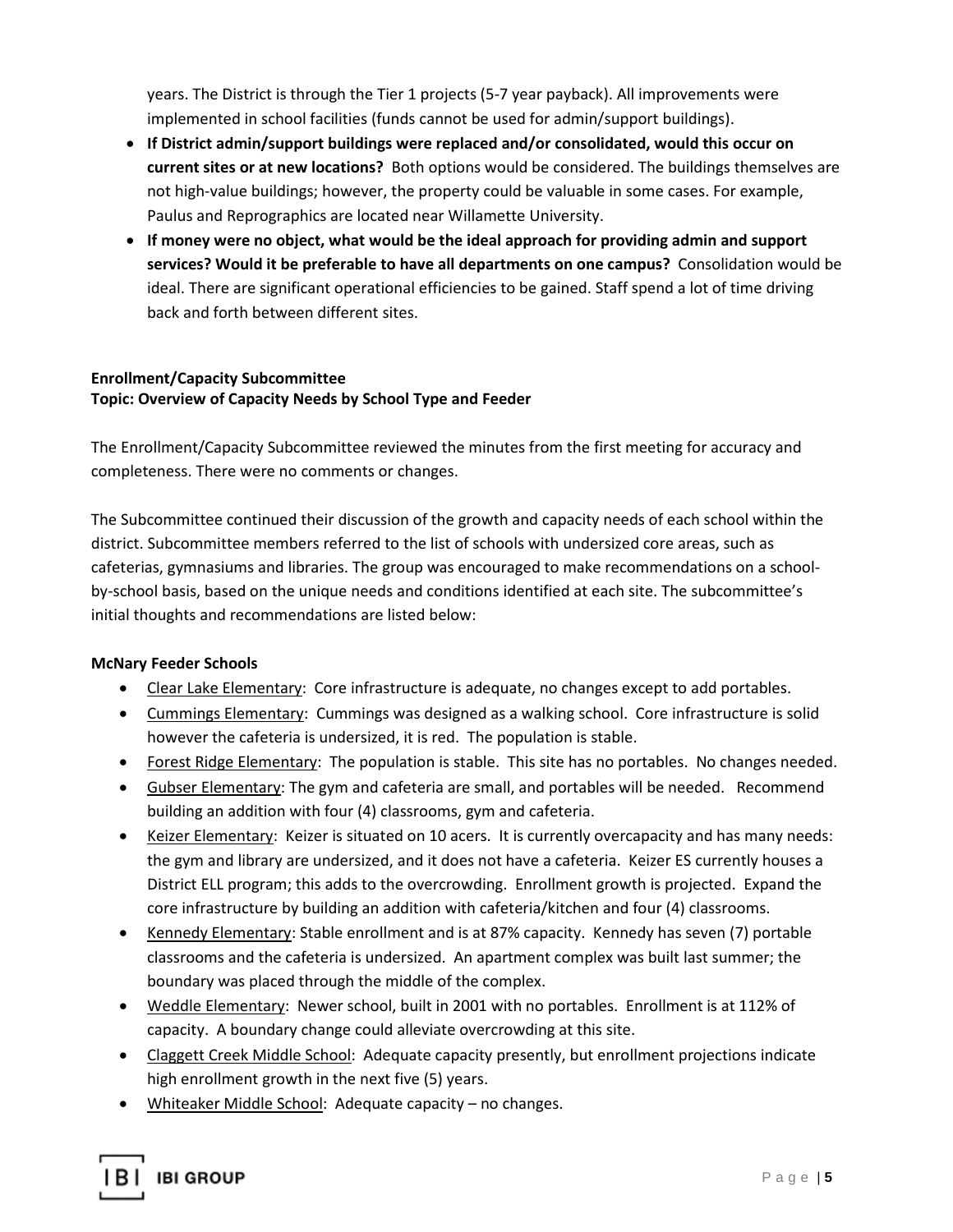years. The District is through the Tier 1 projects (5-7 year payback). All improvements were implemented in school facilities (funds cannot be used for admin/support buildings).

- **If District admin/support buildings were replaced and/or consolidated, would this occur on current sites or at new locations?** Both options would be considered. The buildings themselves are not high-value buildings; however, the property could be valuable in some cases. For example, Paulus and Reprographics are located near Willamette University.
- **If money were no object, what would be the ideal approach for providing admin and support services? Would it be preferable to have all departments on one campus?** Consolidation would be ideal. There are significant operational efficiencies to be gained. Staff spend a lot of time driving back and forth between different sites.

**Enrollment/Capacity Subcommittee**
**Topic: Overview of Capacity Needs by School Type and Feeder**

The Enrollment/Capacity Subcommittee reviewed the minutes from the first meeting for accuracy and completeness. There were no comments or changes.

The Subcommittee continued their discussion of the growth and capacity needs of each school within the district. Subcommittee members referred to the list of schools with undersized core areas, such as cafeterias, gymnasiums and libraries. The group was encouraged to make recommendations on a school-by-school basis, based on the unique needs and conditions identified at each site. The subcommittee's initial thoughts and recommendations are listed below:

**McNary Feeder Schools**

- Clear Lake Elementary: Core infrastructure is adequate, no changes except to add portables.
- Cummings Elementary: Cummings was designed as a walking school. Core infrastructure is solid however the cafeteria is undersized, it is red. The population is stable.
- Forest Ridge Elementary: The population is stable. This site has no portables. No changes needed.
- Gubser Elementary: The gym and cafeteria are small, and portables will be needed. Recommend building an addition with four (4) classrooms, gym and cafeteria.
- Keizer Elementary: Keizer is situated on 10 acers. It is currently overcapacity and has many needs: the gym and library are undersized, and it does not have a cafeteria. Keizer ES currently houses a District ELL program; this adds to the overcrowding. Enrollment growth is projected. Expand the core infrastructure by building an addition with cafeteria/kitchen and four (4) classrooms.
- Kennedy Elementary: Stable enrollment and is at 87% capacity. Kennedy has seven (7) portable classrooms and the cafeteria is undersized. An apartment complex was built last summer; the boundary was placed through the middle of the complex.
- Weddle Elementary: Newer school, built in 2001 with no portables. Enrollment is at 112% of capacity. A boundary change could alleviate overcrowding at this site.
- Claggett Creek Middle School: Adequate capacity presently, but enrollment projections indicate high enrollment growth in the next five (5) years.
- Whiteaker Middle School: Adequate capacity – no changes.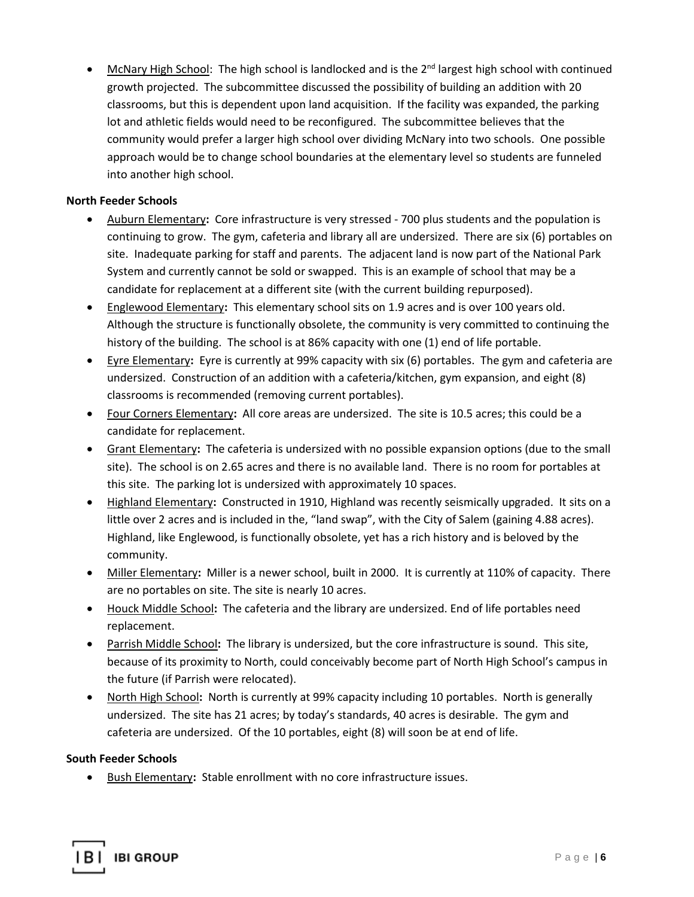- McNary High School: The high school is landlocked and is the 2nd largest high school with continued growth projected. The subcommittee discussed the possibility of building an addition with 20 classrooms, but this is dependent upon land acquisition. If the facility was expanded, the parking lot and athletic fields would need to be reconfigured. The subcommittee believes that the community would prefer a larger high school over dividing McNary into two schools. One possible approach would be to change school boundaries at the elementary level so students are funneled into another high school.

**North Feeder Schools**

- Auburn Elementary**:** Core infrastructure is very stressed - 700 plus students and the population is continuing to grow. The gym, cafeteria and library all are undersized. There are six (6) portables on site. Inadequate parking for staff and parents. The adjacent land is now part of the National Park System and currently cannot be sold or swapped. This is an example of school that may be a candidate for replacement at a different site (with the current building repurposed).
- Englewood Elementary**:** This elementary school sits on 1.9 acres and is over 100 years old. Although the structure is functionally obsolete, the community is very committed to continuing the history of the building. The school is at 86% capacity with one (1) end of life portable.
- Eyre Elementary**:** Eyre is currently at 99% capacity with six (6) portables. The gym and cafeteria are undersized. Construction of an addition with a cafeteria/kitchen, gym expansion, and eight (8) classrooms is recommended (removing current portables).
- Four Corners Elementary**:** All core areas are undersized. The site is 10.5 acres; this could be a candidate for replacement.
- Grant Elementary**:** The cafeteria is undersized with no possible expansion options (due to the small site). The school is on 2.65 acres and there is no available land. There is no room for portables at this site. The parking lot is undersized with approximately 10 spaces.
- Highland Elementary**:** Constructed in 1910, Highland was recently seismically upgraded. It sits on a little over 2 acres and is included in the, "land swap", with the City of Salem (gaining 4.88 acres). Highland, like Englewood, is functionally obsolete, yet has a rich history and is beloved by the community.
- Miller Elementary**:** Miller is a newer school, built in 2000. It is currently at 110% of capacity. There are no portables on site. The site is nearly 10 acres.
- Houck Middle School**:** The cafeteria and the library are undersized. End of life portables need replacement.
- Parrish Middle School**:** The library is undersized, but the core infrastructure is sound. This site, because of its proximity to North, could conceivably become part of North High School's campus in the future (if Parrish were relocated).
- North High School**:** North is currently at 99% capacity including 10 portables. North is generally undersized. The site has 21 acres; by today's standards, 40 acres is desirable. The gym and cafeteria are undersized. Of the 10 portables, eight (8) will soon be at end of life.

**South Feeder Schools**

- Bush Elementary**:** Stable enrollment with no core infrastructure issues.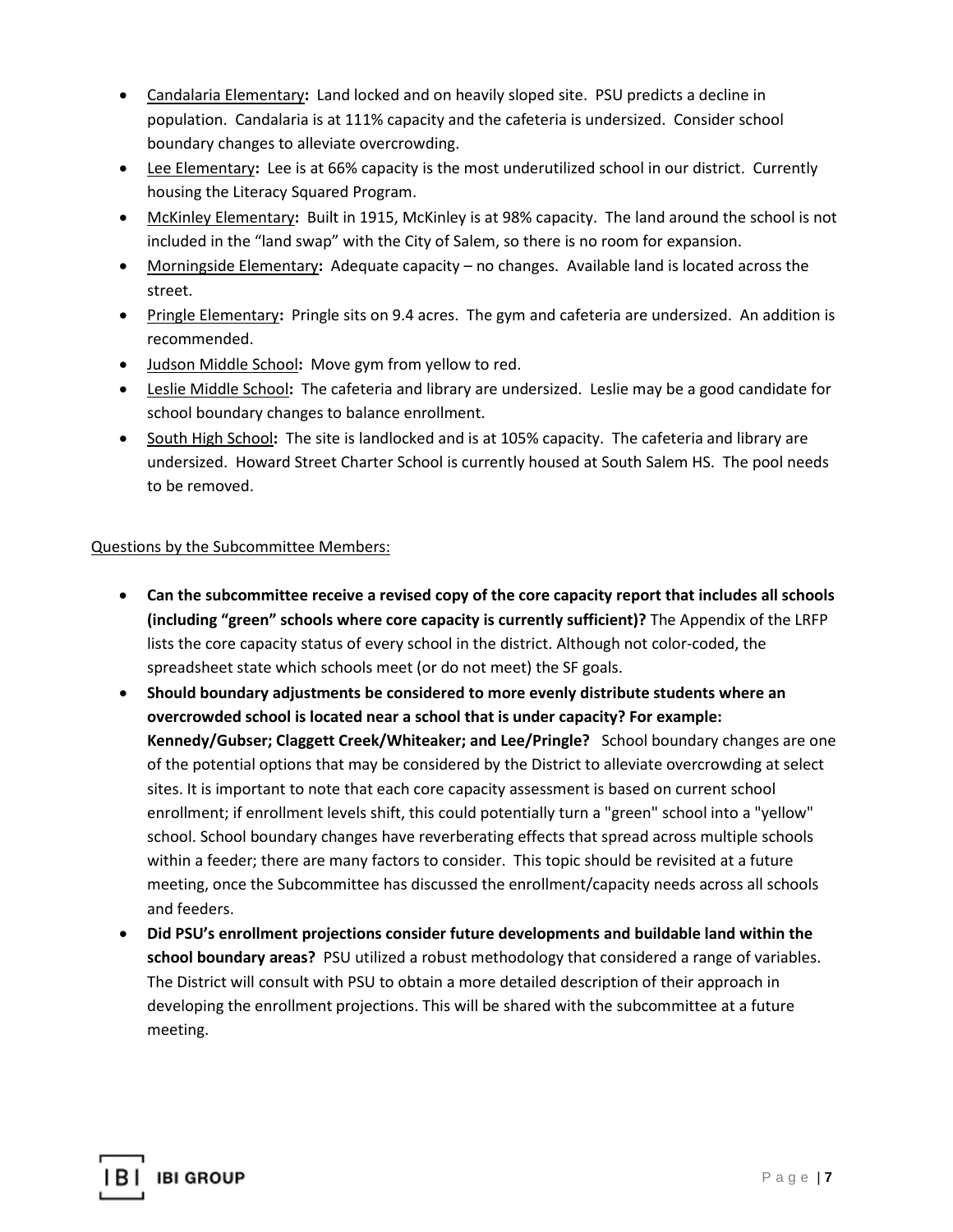- Candalaria Elementary**:** Land locked and on heavily sloped site. PSU predicts a decline in population. Candalaria is at 111% capacity and the cafeteria is undersized. Consider school boundary changes to alleviate overcrowding.
- Lee Elementary**:** Lee is at 66% capacity is the most underutilized school in our district. Currently housing the Literacy Squared Program.
- McKinley Elementary**:** Built in 1915, McKinley is at 98% capacity. The land around the school is not included in the "land swap" with the City of Salem, so there is no room for expansion.
- Morningside Elementary**:** Adequate capacity – no changes. Available land is located across the street.
- Pringle Elementary**:** Pringle sits on 9.4 acres. The gym and cafeteria are undersized. An addition is recommended.
- Judson Middle School**:** Move gym from yellow to red.
- Leslie Middle School**:** The cafeteria and library are undersized. Leslie may be a good candidate for school boundary changes to balance enrollment.
- South High School**:** The site is landlocked and is at 105% capacity. The cafeteria and library are undersized. Howard Street Charter School is currently housed at South Salem HS. The pool needs to be removed.

Questions by the Subcommittee Members:

- **Can the subcommittee receive a revised copy of the core capacity report that includes all schools (including "green" schools where core capacity is currently sufficient)?** The Appendix of the LRFP lists the core capacity status of every school in the district. Although not color-coded, the spreadsheet state which schools meet (or do not meet) the SF goals.
- **Should boundary adjustments be considered to more evenly distribute students where an overcrowded school is located near a school that is under capacity? For example: Kennedy/Gubser; Claggett Creek/Whiteaker; and Lee/Pringle?** School boundary changes are one of the potential options that may be considered by the District to alleviate overcrowding at select sites. It is important to note that each core capacity assessment is based on current school enrollment; if enrollment levels shift, this could potentially turn a "green" school into a "yellow" school. School boundary changes have reverberating effects that spread across multiple schools within a feeder; there are many factors to consider. This topic should be revisited at a future meeting, once the Subcommittee has discussed the enrollment/capacity needs across all schools and feeders.
- **Did PSU's enrollment projections consider future developments and buildable land within the school boundary areas?** PSU utilized a robust methodology that considered a range of variables. The District will consult with PSU to obtain a more detailed description of their approach in developing the enrollment projections. This will be shared with the subcommittee at a future meeting.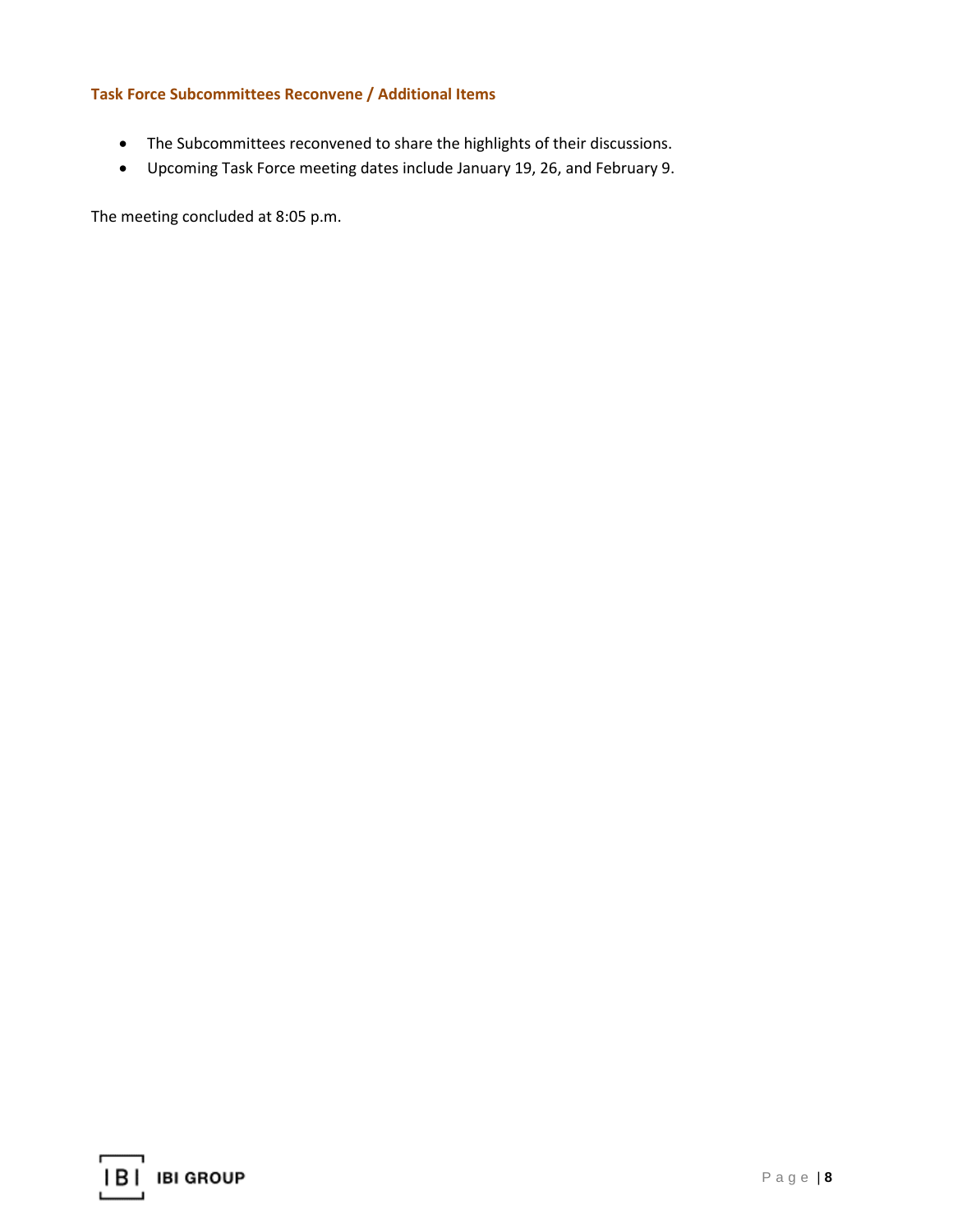### Task Force Subcommittees Reconvene / Additional Items

- The Subcommittees reconvened to share the highlights of their discussions.
- Upcoming Task Force meeting dates include January 19, 26, and February 9.

The meeting concluded at 8:05 p.m.